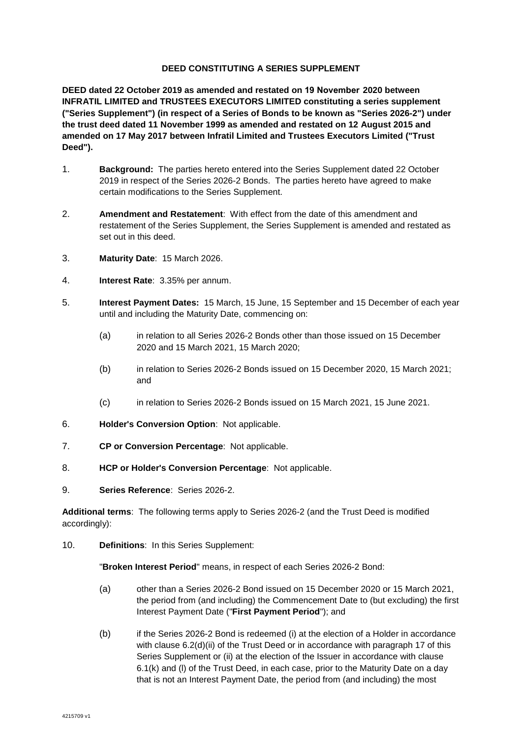**DEED CONSTITUTING A SERIES SUPPLEMENT**

**DEED dated 22 October 2019 as amended and restated on 19 November 2020 between INFRATIL LIMITED and TRUSTEES EXECUTORS LIMITED constituting a series supplement ("Series Supplement") (in respect of a Series of Bonds to be known as "Series 2026-2") under the trust deed dated 11 November 1999 as amended and restated on 12 August 2015 and amended on 17 May 2017 between Infratil Limited and Trustees Executors Limited ("Trust Deed").**

1. **Background:** The parties hereto entered into the Series Supplement dated 22 October 2019 in respect of the Series 2026-2 Bonds. The parties hereto have agreed to make certain modifications to the Series Supplement.

2. **Amendment and Restatement**: With effect from the date of this amendment and restatement of the Series Supplement, the Series Supplement is amended and restated as set out in this deed.

3. **Maturity Date**: 15 March 2026.

4. **Interest Rate**: 3.35% per annum.

5. **Interest Payment Dates:** 15 March, 15 June, 15 September and 15 December of each year until and including the Maturity Date, commencing on:

   (a) in relation to all Series 2026-2 Bonds other than those issued on 15 December 2020 and 15 March 2021, 15 March 2020;

   (b) in relation to Series 2026-2 Bonds issued on 15 December 2020, 15 March 2021; and

   (c) in relation to Series 2026-2 Bonds issued on 15 March 2021, 15 June 2021.

6. **Holder's Conversion Option**: Not applicable.

7. **CP or Conversion Percentage**: Not applicable.

8. **HCP or Holder's Conversion Percentage**: Not applicable.

9. **Series Reference**: Series 2026-2.

**Additional terms**: The following terms apply to Series 2026-2 (and the Trust Deed is modified accordingly):

10. **Definitions**: In this Series Supplement:

    "**Broken Interest Period**" means, in respect of each Series 2026-2 Bond:

    (a) other than a Series 2026-2 Bond issued on 15 December 2020 or 15 March 2021, the period from (and including) the Commencement Date to (but excluding) the first Interest Payment Date ("**First Payment Period**"); and

    (b) if the Series 2026-2 Bond is redeemed (i) at the election of a Holder in accordance with clause 6.2(d)(ii) of the Trust Deed or in accordance with paragraph 17 of this Series Supplement or (ii) at the election of the Issuer in accordance with clause 6.1(k) and (l) of the Trust Deed, in each case, prior to the Maturity Date on a day that is not an Interest Payment Date, the period from (and including) the most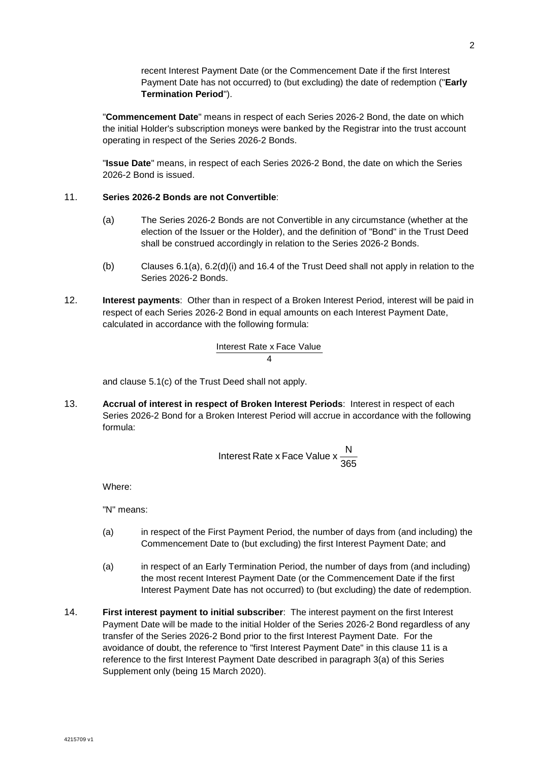recent Interest Payment Date (or the Commencement Date if the first Interest Payment Date has not occurred) to (but excluding) the date of redemption ("**Early Termination Period**").

"**Commencement Date**" means in respect of each Series 2026-2 Bond, the date on which the initial Holder's subscription moneys were banked by the Registrar into the trust account operating in respect of the Series 2026-2 Bonds.

"**Issue Date**" means, in respect of each Series 2026-2 Bond, the date on which the Series 2026-2 Bond is issued.

11. **Series 2026-2 Bonds are not Convertible**:

    (a) The Series 2026-2 Bonds are not Convertible in any circumstance (whether at the election of the Issuer or the Holder), and the definition of "Bond" in the Trust Deed shall be construed accordingly in relation to the Series 2026-2 Bonds.

    (b) Clauses 6.1(a), 6.2(d)(i) and 16.4 of the Trust Deed shall not apply in relation to the Series 2026-2 Bonds.

12. **Interest payments**: Other than in respect of a Broken Interest Period, interest will be paid in respect of each Series 2026-2 Bond in equal amounts on each Interest Payment Date, calculated in accordance with the following formula:

$$\frac{\text{Interest Rate x Face Value}}{4}$$

and clause 5.1(c) of the Trust Deed shall not apply.

13. **Accrual of interest in respect of Broken Interest Periods**: Interest in respect of each Series 2026-2 Bond for a Broken Interest Period will accrue in accordance with the following formula:

$$\text{Interest Rate x Face Value x } \frac{N}{365}$$

Where:

"N" means:

(a) in respect of the First Payment Period, the number of days from (and including) the Commencement Date to (but excluding) the first Interest Payment Date; and

(a) in respect of an Early Termination Period, the number of days from (and including) the most recent Interest Payment Date (or the Commencement Date if the first Interest Payment Date has not occurred) to (but excluding) the date of redemption.

14. **First interest payment to initial subscriber**: The interest payment on the first Interest Payment Date will be made to the initial Holder of the Series 2026-2 Bond regardless of any transfer of the Series 2026-2 Bond prior to the first Interest Payment Date. For the avoidance of doubt, the reference to "first Interest Payment Date" in this clause 11 is a reference to the first Interest Payment Date described in paragraph 3(a) of this Series Supplement only (being 15 March 2020).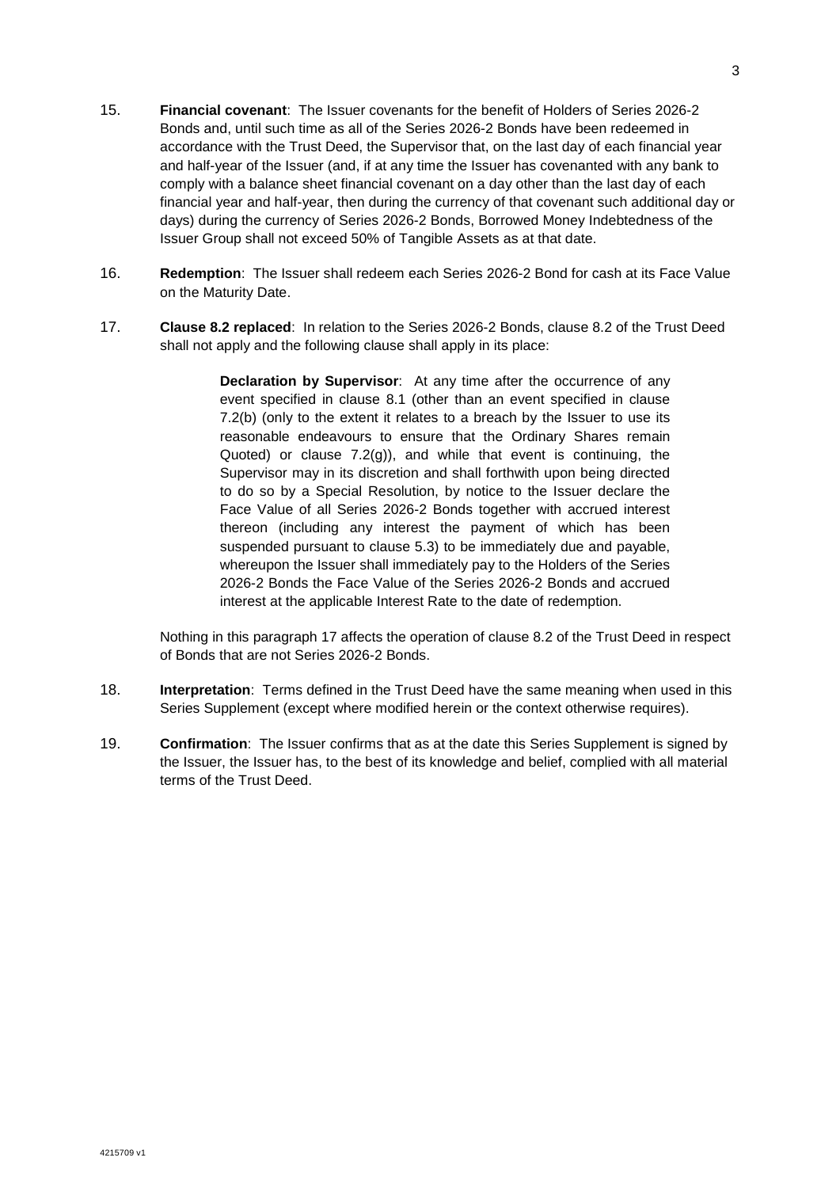15. **Financial covenant**: The Issuer covenants for the benefit of Holders of Series 2026-2 Bonds and, until such time as all of the Series 2026-2 Bonds have been redeemed in accordance with the Trust Deed, the Supervisor that, on the last day of each financial year and half-year of the Issuer (and, if at any time the Issuer has covenanted with any bank to comply with a balance sheet financial covenant on a day other than the last day of each financial year and half-year, then during the currency of that covenant such additional day or days) during the currency of Series 2026-2 Bonds, Borrowed Money Indebtedness of the Issuer Group shall not exceed 50% of Tangible Assets as at that date.

16. **Redemption**: The Issuer shall redeem each Series 2026-2 Bond for cash at its Face Value on the Maturity Date.

17. **Clause 8.2 replaced**: In relation to the Series 2026-2 Bonds, clause 8.2 of the Trust Deed shall not apply and the following clause shall apply in its place:

    > **Declaration by Supervisor**: At any time after the occurrence of any event specified in clause 8.1 (other than an event specified in clause 7.2(b) (only to the extent it relates to a breach by the Issuer to use its reasonable endeavours to ensure that the Ordinary Shares remain Quoted) or clause 7.2(g)), and while that event is continuing, the Supervisor may in its discretion and shall forthwith upon being directed to do so by a Special Resolution, by notice to the Issuer declare the Face Value of all Series 2026-2 Bonds together with accrued interest thereon (including any interest the payment of which has been suspended pursuant to clause 5.3) to be immediately due and payable, whereupon the Issuer shall immediately pay to the Holders of the Series 2026-2 Bonds the Face Value of the Series 2026-2 Bonds and accrued interest at the applicable Interest Rate to the date of redemption.

    Nothing in this paragraph 17 affects the operation of clause 8.2 of the Trust Deed in respect of Bonds that are not Series 2026-2 Bonds.

18. **Interpretation**: Terms defined in the Trust Deed have the same meaning when used in this Series Supplement (except where modified herein or the context otherwise requires).

19. **Confirmation**: The Issuer confirms that as at the date this Series Supplement is signed by the Issuer, the Issuer has, to the best of its knowledge and belief, complied with all material terms of the Trust Deed.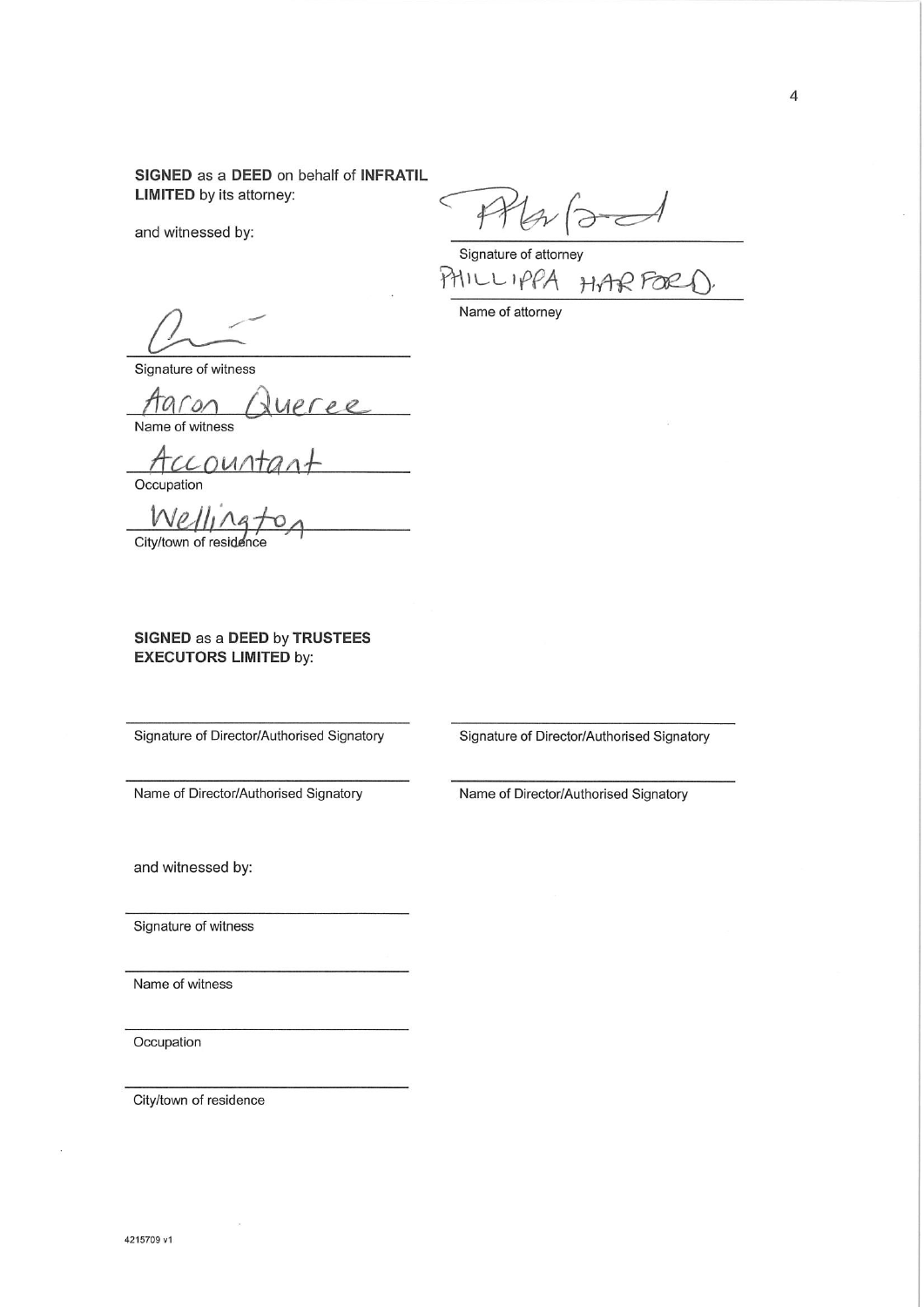**SIGNED** as a **DEED** on behalf of **INFRATIL LIMITED** by its attorney:

and witnessed by:

[Signature]

Signature of attorney

PHILLIPPA HARFORD.

Name of attorney

[Signature]

Signature of witness

Aaron Queree

Name of witness

Accountant

Occupation

Wellington

City/town of residence

**SIGNED** as a **DEED** by **TRUSTEES EXECUTORS LIMITED** by:

______________________________

Signature of Director/Authorised Signatory

______________________________

Name of Director/Authorised Signatory

______________________________

Signature of Director/Authorised Signatory

______________________________

Name of Director/Authorised Signatory

and witnessed by:

______________________________

Signature of witness

______________________________

Name of witness

______________________________

Occupation

______________________________

City/town of residence

4215709 v1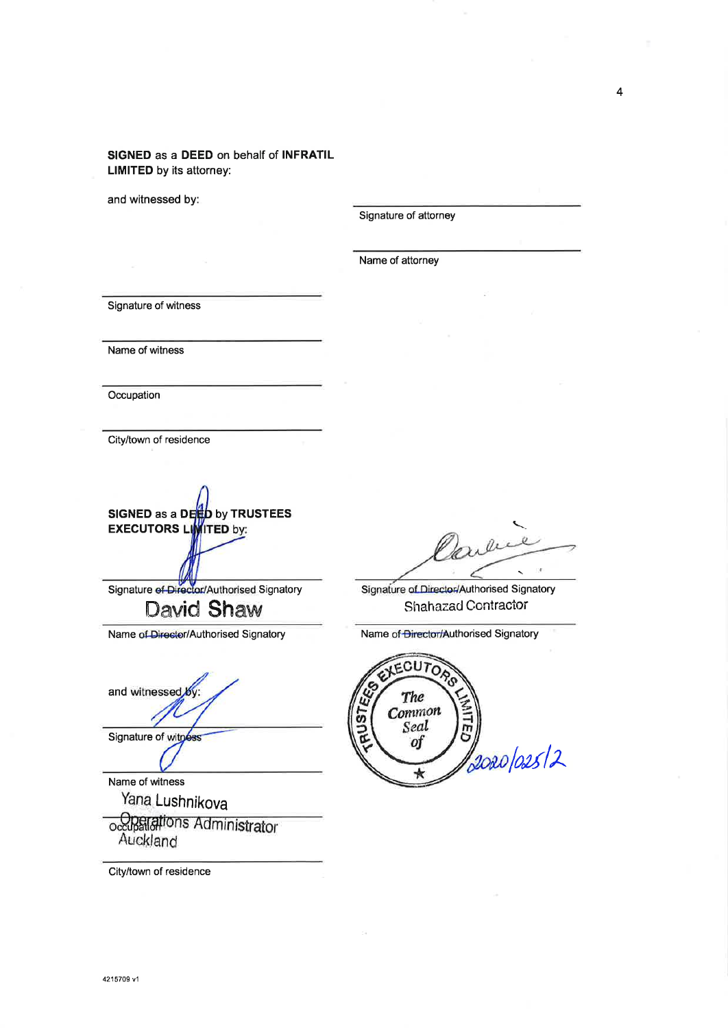**SIGNED** as a **DEED** on behalf of **INFRATIL LIMITED** by its attorney:

and witnessed by:

Signature of attorney

Name of attorney

Signature of witness

Name of witness

Occupation

City/town of residence

**SIGNED** as a **DEED** by **TRUSTEES EXECUTORS LIMITED** by:

Signature ~~of Director~~/Authorised Signatory

David Shaw

Name ~~of Director~~/Authorised Signatory

Signature ~~of Director~~/Authorised Signatory

Shahazad Contractor

Name ~~of Director~~/Authorised Signatory

and witnessed by:

Signature of witness

Name of witness

Yana Lushnikova

Occupation

Operations Administrator

Auckland

City/town of residence

TRUSTEES EXECUTORS LIMITED
The Common Seal of

2020/0225/2

4215709 v1